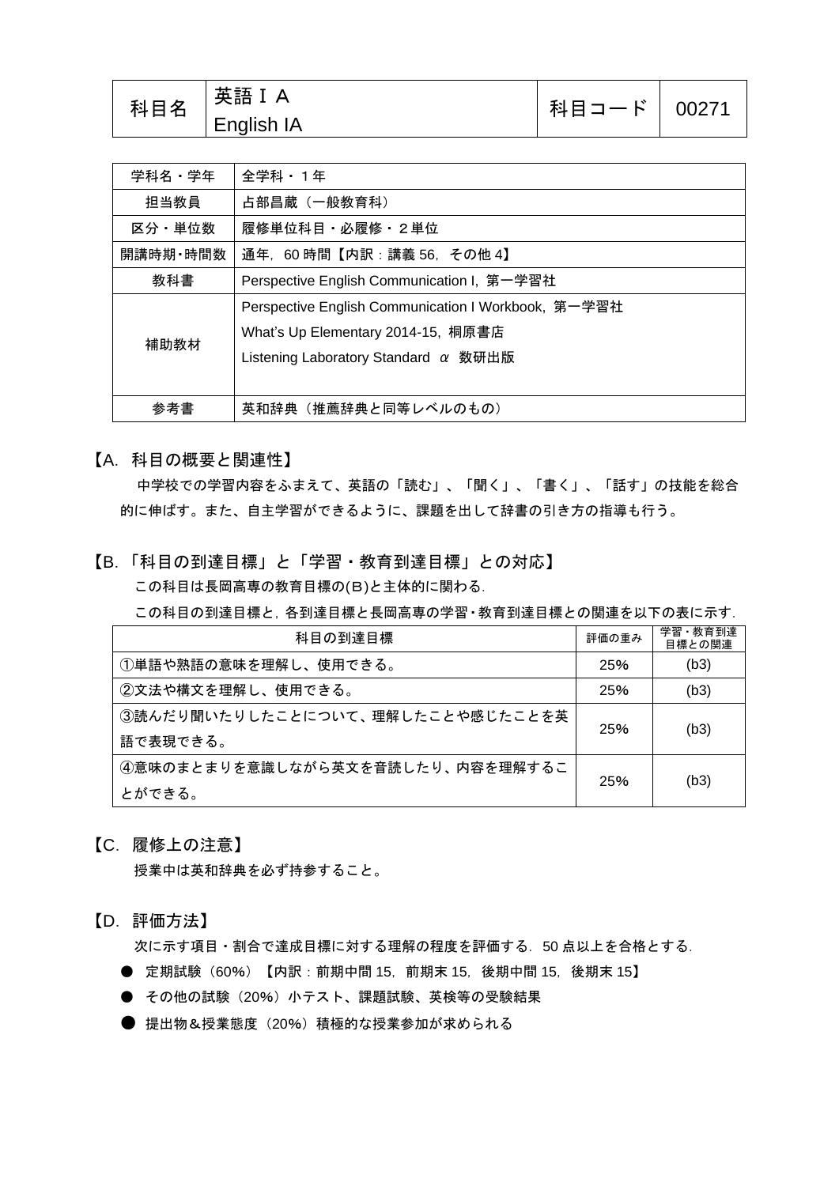| 科目名 | 英語ＩＡ<br>English IA | 科目コード | 00271 |
|---|---|---|---|

| 学科名・学年 | 全学科・１年 |
|---|---|
| 担当教員 | 占部昌蔵（一般教育科） |
| 区分・単位数 | 履修単位科目・必履修・２単位 |
| 開講時期・時間数 | 通年，60 時間【内訳：講義 56，その他 4】 |
| 教科書 | Perspective English Communication I, 第一学習社 |
| 補助教材 | Perspective English Communication I Workbook, 第一学習社<br>What’s Up Elementary 2014-15, 桐原書店<br>Listening Laboratory Standard α 数研出版 |
| 参考書 | 英和辞典（推薦辞典と同等レベルのもの） |

## 【A. 科目の概要と関連性】

中学校での学習内容をふまえて、英語の「読む」、「聞く」、「書く」、「話す」の技能を総合的に伸ばす。また、自主学習ができるように、課題を出して辞書の引き方の指導も行う。

## 【B.「科目の到達目標」と「学習・教育到達目標」との対応】

この科目は長岡高専の教育目標の(B)と主体的に関わる.

この科目の到達目標と，各到達目標と長岡高専の学習・教育到達目標との関連を以下の表に示す.

| 科目の到達目標 | 評価の重み | 学習・教育到達目標との関連 |
|---|---|---|
| ①単語や熟語の意味を理解し、使用できる。 | 25% | (b3) |
| ②文法や構文を理解し、使用できる。 | 25% | (b3) |
| ③読んだり聞いたりしたことについて、理解したことや感じたことを英語で表現できる。 | 25% | (b3) |
| ④意味のまとまりを意識しながら英文を音読したり、内容を理解することができる。 | 25% | (b3) |

## 【C. 履修上の注意】

授業中は英和辞典を必ず持参すること。

## 【D. 評価方法】

次に示す項目・割合で達成目標に対する理解の程度を評価する．50 点以上を合格とする.

- 定期試験（60%）【内訳：前期中間 15，前期末 15，後期中間 15，後期末 15】
- その他の試験（20%）小テスト、課題試験、英検等の受験結果
- 提出物＆授業態度（20%）積極的な授業参加が求められる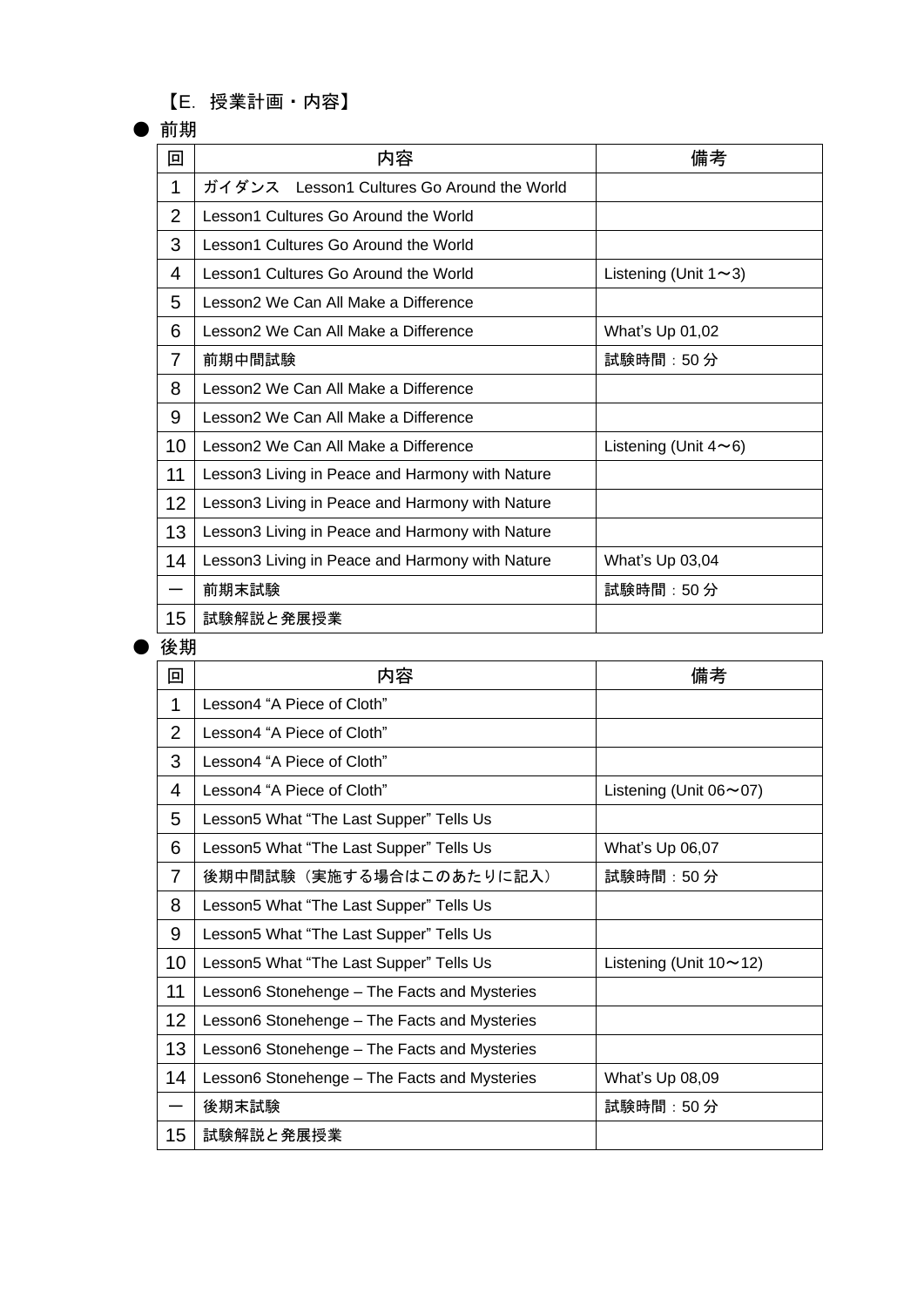【E．授業計画・内容】

● 前期

| 回 | 内容 | 備考 |
| --- | --- | --- |
| 1 | ガイダンス　Lesson1 Cultures Go Around the World | |
| 2 | Lesson1 Cultures Go Around the World | |
| 3 | Lesson1 Cultures Go Around the World | |
| 4 | Lesson1 Cultures Go Around the World | Listening (Unit 1～3) |
| 5 | Lesson2 We Can All Make a Difference | |
| 6 | Lesson2 We Can All Make a Difference | What's Up 01,02 |
| 7 | 前期中間試験 | 試験時間：50 分 |
| 8 | Lesson2 We Can All Make a Difference | |
| 9 | Lesson2 We Can All Make a Difference | |
| 10 | Lesson2 We Can All Make a Difference | Listening (Unit 4～6) |
| 11 | Lesson3 Living in Peace and Harmony with Nature | |
| 12 | Lesson3 Living in Peace and Harmony with Nature | |
| 13 | Lesson3 Living in Peace and Harmony with Nature | |
| 14 | Lesson3 Living in Peace and Harmony with Nature | What's Up 03,04 |
| ー | 前期末試験 | 試験時間：50 分 |
| 15 | 試験解説と発展授業 | |

● 後期

| 回 | 内容 | 備考 |
| --- | --- | --- |
| 1 | Lesson4 "A Piece of Cloth" | |
| 2 | Lesson4 "A Piece of Cloth" | |
| 3 | Lesson4 "A Piece of Cloth" | |
| 4 | Lesson4 "A Piece of Cloth" | Listening (Unit 06～07) |
| 5 | Lesson5 What "The Last Supper" Tells Us | |
| 6 | Lesson5 What "The Last Supper" Tells Us | What's Up 06,07 |
| 7 | 後期中間試験（実施する場合はこのあたりに記入） | 試験時間：50 分 |
| 8 | Lesson5 What "The Last Supper" Tells Us | |
| 9 | Lesson5 What "The Last Supper" Tells Us | |
| 10 | Lesson5 What "The Last Supper" Tells Us | Listening (Unit 10～12) |
| 11 | Lesson6 Stonehenge – The Facts and Mysteries | |
| 12 | Lesson6 Stonehenge – The Facts and Mysteries | |
| 13 | Lesson6 Stonehenge – The Facts and Mysteries | |
| 14 | Lesson6 Stonehenge – The Facts and Mysteries | What's Up 08,09 |
| ー | 後期末試験 | 試験時間：50 分 |
| 15 | 試験解説と発展授業 | |